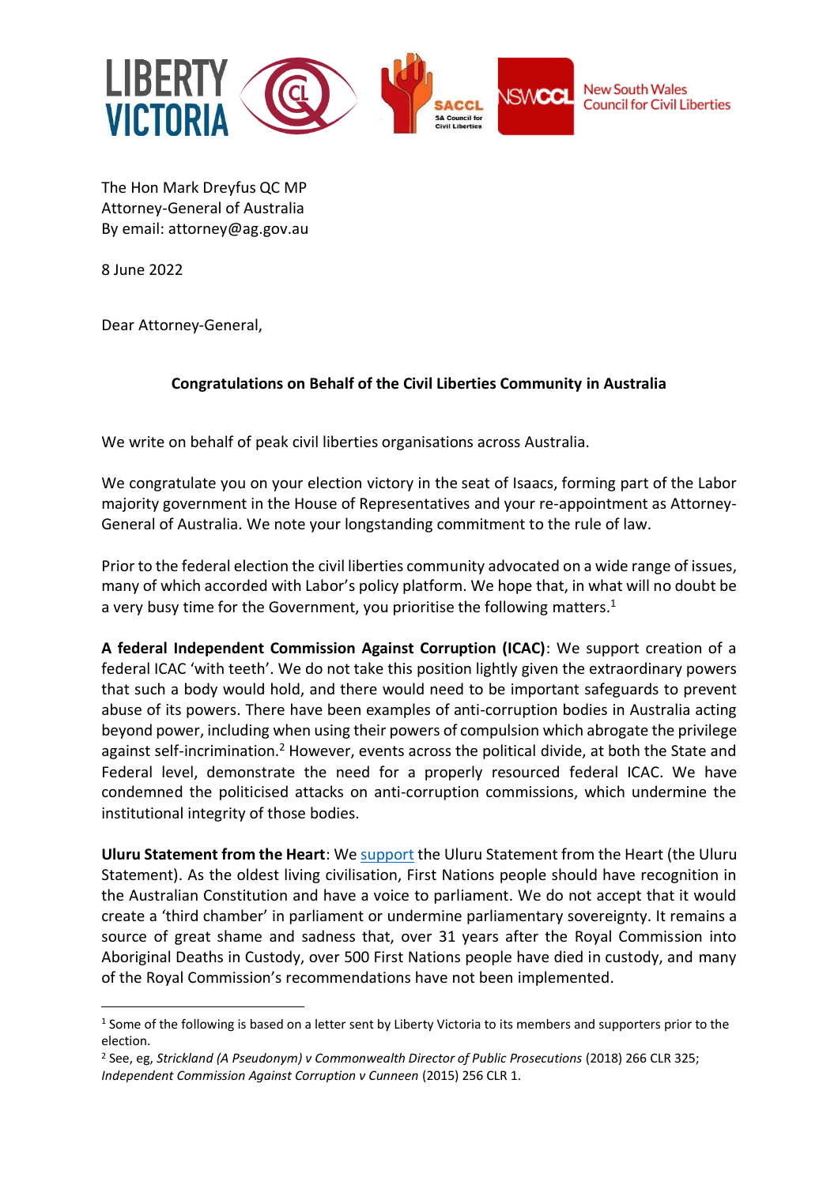The Hon Mark Dreyfus QC MP
Attorney-General of Australia
By email: attorney@ag.gov.au

8 June 2022

Dear Attorney-General,

**Congratulations on Behalf of the Civil Liberties Community in Australia**

We write on behalf of peak civil liberties organisations across Australia.

We congratulate you on your election victory in the seat of Isaacs, forming part of the Labor majority government in the House of Representatives and your re-appointment as Attorney-General of Australia. We note your longstanding commitment to the rule of law.

Prior to the federal election the civil liberties community advocated on a wide range of issues, many of which accorded with Labor's policy platform. We hope that, in what will no doubt be a very busy time for the Government, you prioritise the following matters.[1]

**A federal Independent Commission Against Corruption (ICAC)**: We support creation of a federal ICAC 'with teeth'. We do not take this position lightly given the extraordinary powers that such a body would hold, and there would need to be important safeguards to prevent abuse of its powers. There have been examples of anti-corruption bodies in Australia acting beyond power, including when using their powers of compulsion which abrogate the privilege against self-incrimination.[2] However, events across the political divide, at both the State and Federal level, demonstrate the need for a properly resourced federal ICAC. We have condemned the politicised attacks on anti-corruption commissions, which undermine the institutional integrity of those bodies.

**Uluru Statement from the Heart**: We support the Uluru Statement from the Heart (the Uluru Statement). As the oldest living civilisation, First Nations people should have recognition in the Australian Constitution and have a voice to parliament. We do not accept that it would create a 'third chamber' in parliament or undermine parliamentary sovereignty. It remains a source of great shame and sadness that, over 31 years after the Royal Commission into Aboriginal Deaths in Custody, over 500 First Nations people have died in custody, and many of the Royal Commission's recommendations have not been implemented.

---

[1] Some of the following is based on a letter sent by Liberty Victoria to its members and supporters prior to the election.

[2] See, eg, *Strickland (A Pseudonym) v Commonwealth Director of Public Prosecutions* (2018) 266 CLR 325; *Independent Commission Against Corruption v Cunneen* (2015) 256 CLR 1.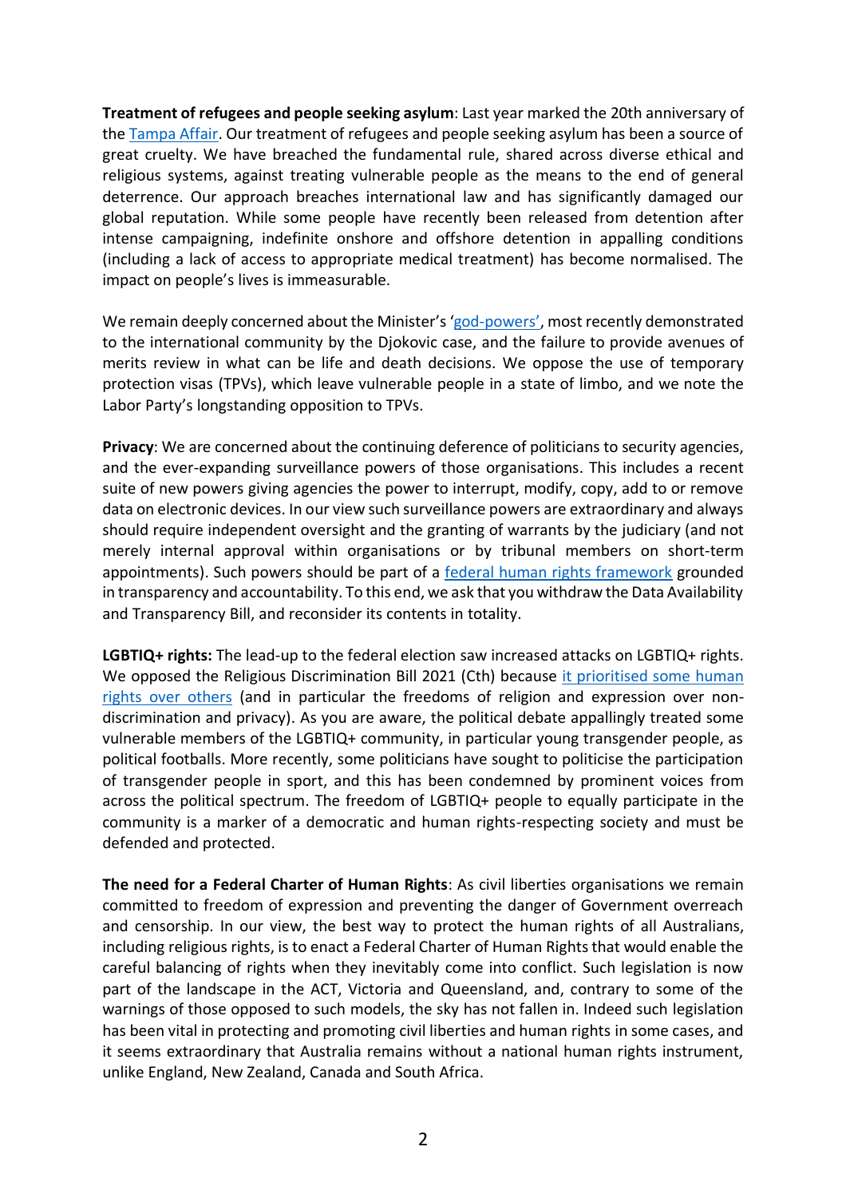**Treatment of refugees and people seeking asylum**: Last year marked the 20th anniversary of the Tampa Affair. Our treatment of refugees and people seeking asylum has been a source of great cruelty. We have breached the fundamental rule, shared across diverse ethical and religious systems, against treating vulnerable people as the means to the end of general deterrence. Our approach breaches international law and has significantly damaged our global reputation. While some people have recently been released from detention after intense campaigning, indefinite onshore and offshore detention in appalling conditions (including a lack of access to appropriate medical treatment) has become normalised. The impact on people's lives is immeasurable.

We remain deeply concerned about the Minister's 'god-powers', most recently demonstrated to the international community by the Djokovic case, and the failure to provide avenues of merits review in what can be life and death decisions. We oppose the use of temporary protection visas (TPVs), which leave vulnerable people in a state of limbo, and we note the Labor Party's longstanding opposition to TPVs.

**Privacy**: We are concerned about the continuing deference of politicians to security agencies, and the ever-expanding surveillance powers of those organisations. This includes a recent suite of new powers giving agencies the power to interrupt, modify, copy, add to or remove data on electronic devices. In our view such surveillance powers are extraordinary and always should require independent oversight and the granting of warrants by the judiciary (and not merely internal approval within organisations or by tribunal members on short-term appointments). Such powers should be part of a federal human rights framework grounded in transparency and accountability. To this end, we ask that you withdraw the Data Availability and Transparency Bill, and reconsider its contents in totality.

**LGBTIQ+ rights:** The lead-up to the federal election saw increased attacks on LGBTIQ+ rights. We opposed the Religious Discrimination Bill 2021 (Cth) because it prioritised some human rights over others (and in particular the freedoms of religion and expression over non-discrimination and privacy). As you are aware, the political debate appallingly treated some vulnerable members of the LGBTIQ+ community, in particular young transgender people, as political footballs. More recently, some politicians have sought to politicise the participation of transgender people in sport, and this has been condemned by prominent voices from across the political spectrum. The freedom of LGBTIQ+ people to equally participate in the community is a marker of a democratic and human rights-respecting society and must be defended and protected.

**The need for a Federal Charter of Human Rights**: As civil liberties organisations we remain committed to freedom of expression and preventing the danger of Government overreach and censorship. In our view, the best way to protect the human rights of all Australians, including religious rights, is to enact a Federal Charter of Human Rights that would enable the careful balancing of rights when they inevitably come into conflict. Such legislation is now part of the landscape in the ACT, Victoria and Queensland, and, contrary to some of the warnings of those opposed to such models, the sky has not fallen in. Indeed such legislation has been vital in protecting and promoting civil liberties and human rights in some cases, and it seems extraordinary that Australia remains without a national human rights instrument, unlike England, New Zealand, Canada and South Africa.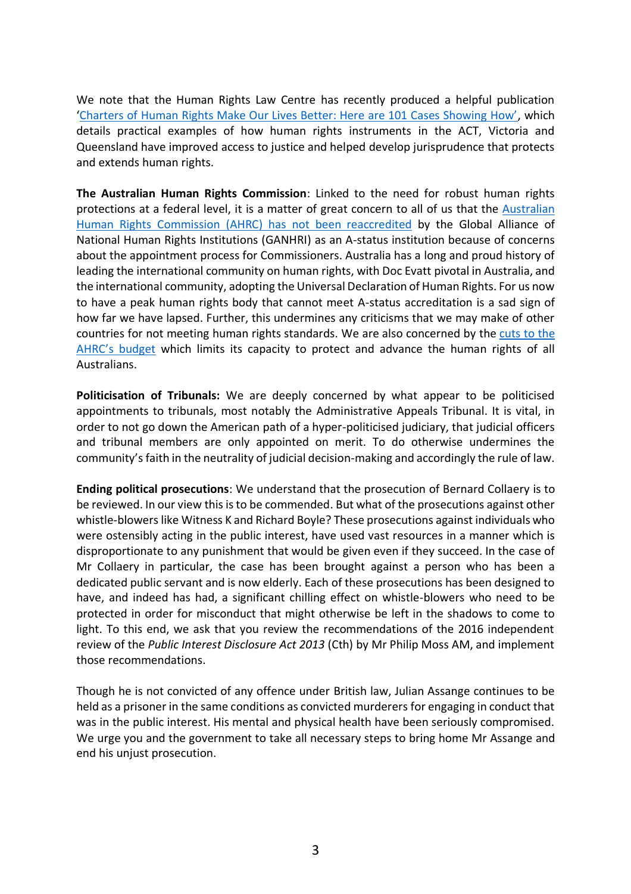We note that the Human Rights Law Centre has recently produced a helpful publication '[Charters of Human Rights Make Our Lives Better: Here are 101 Cases Showing How'](), which details practical examples of how human rights instruments in the ACT, Victoria and Queensland have improved access to justice and helped develop jurisprudence that protects and extends human rights.

**The Australian Human Rights Commission**: Linked to the need for robust human rights protections at a federal level, it is a matter of great concern to all of us that the [Australian Human Rights Commission (AHRC) has not been reaccredited]() by the Global Alliance of National Human Rights Institutions (GANHRI) as an A-status institution because of concerns about the appointment process for Commissioners. Australia has a long and proud history of leading the international community on human rights, with Doc Evatt pivotal in Australia, and the international community, adopting the Universal Declaration of Human Rights. For us now to have a peak human rights body that cannot meet A-status accreditation is a sad sign of how far we have lapsed. Further, this undermines any criticisms that we may make of other countries for not meeting human rights standards. We are also concerned by the [cuts to the AHRC's budget]() which limits its capacity to protect and advance the human rights of all Australians.

**Politicisation of Tribunals:** We are deeply concerned by what appear to be politicised appointments to tribunals, most notably the Administrative Appeals Tribunal. It is vital, in order to not go down the American path of a hyper-politicised judiciary, that judicial officers and tribunal members are only appointed on merit. To do otherwise undermines the community's faith in the neutrality of judicial decision-making and accordingly the rule of law.

**Ending political prosecutions**: We understand that the prosecution of Bernard Collaery is to be reviewed. In our view this is to be commended. But what of the prosecutions against other whistle-blowers like Witness K and Richard Boyle? These prosecutions against individuals who were ostensibly acting in the public interest, have used vast resources in a manner which is disproportionate to any punishment that would be given even if they succeed. In the case of Mr Collaery in particular, the case has been brought against a person who has been a dedicated public servant and is now elderly. Each of these prosecutions has been designed to have, and indeed has had, a significant chilling effect on whistle-blowers who need to be protected in order for misconduct that might otherwise be left in the shadows to come to light. To this end, we ask that you review the recommendations of the 2016 independent review of the *Public Interest Disclosure Act 2013* (Cth) by Mr Philip Moss AM, and implement those recommendations.

Though he is not convicted of any offence under British law, Julian Assange continues to be held as a prisoner in the same conditions as convicted murderers for engaging in conduct that was in the public interest. His mental and physical health have been seriously compromised. We urge you and the government to take all necessary steps to bring home Mr Assange and end his unjust prosecution.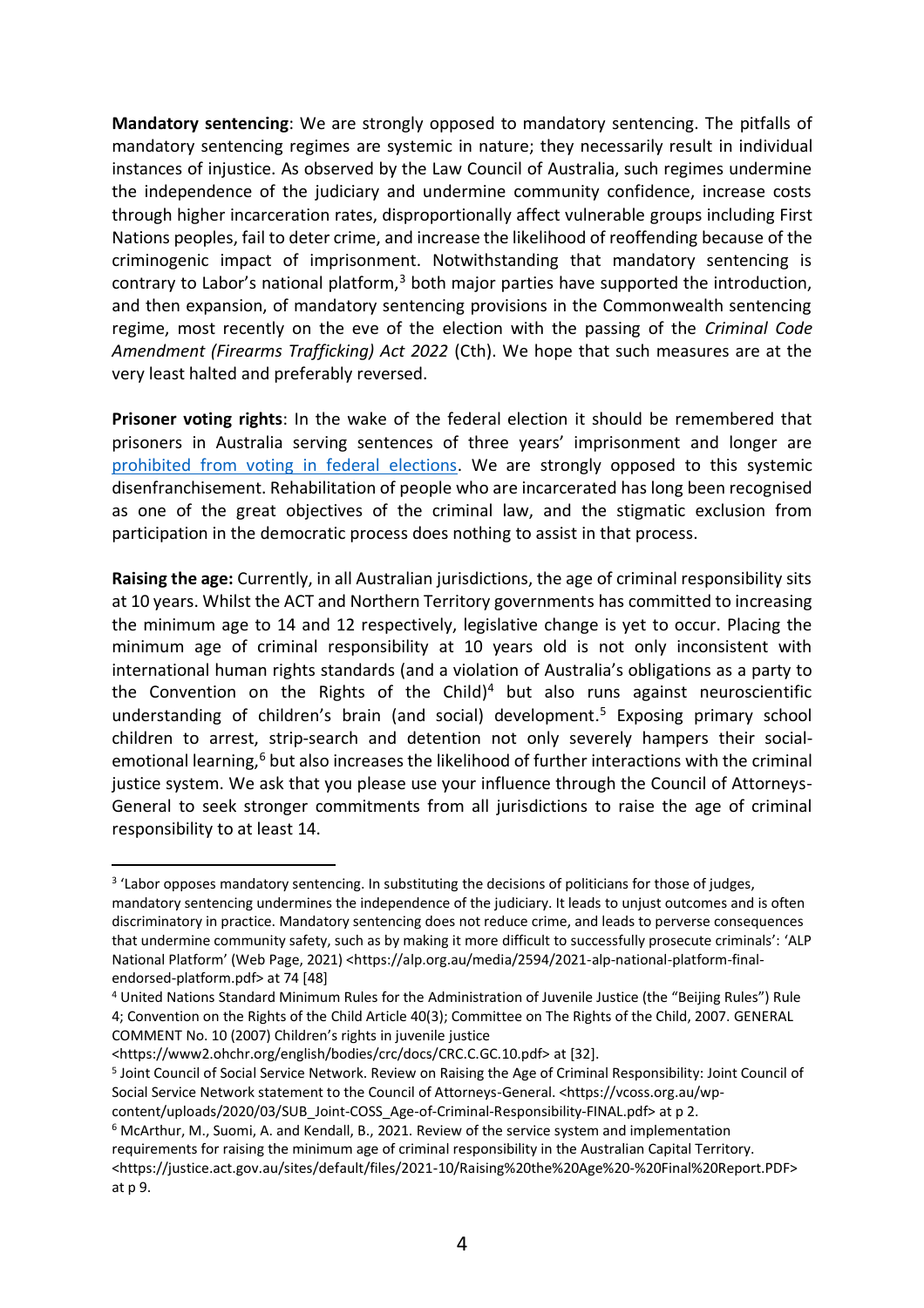**Mandatory sentencing**: We are strongly opposed to mandatory sentencing. The pitfalls of mandatory sentencing regimes are systemic in nature; they necessarily result in individual instances of injustice. As observed by the Law Council of Australia, such regimes undermine the independence of the judiciary and undermine community confidence, increase costs through higher incarceration rates, disproportionally affect vulnerable groups including First Nations peoples, fail to deter crime, and increase the likelihood of reoffending because of the criminogenic impact of imprisonment. Notwithstanding that mandatory sentencing is contrary to Labor's national platform,[3] both major parties have supported the introduction, and then expansion, of mandatory sentencing provisions in the Commonwealth sentencing regime, most recently on the eve of the election with the passing of the *Criminal Code Amendment (Firearms Trafficking) Act 2022* (Cth). We hope that such measures are at the very least halted and preferably reversed.

**Prisoner voting rights**: In the wake of the federal election it should be remembered that prisoners in Australia serving sentences of three years' imprisonment and longer are prohibited from voting in federal elections. We are strongly opposed to this systemic disenfranchisement. Rehabilitation of people who are incarcerated has long been recognised as one of the great objectives of the criminal law, and the stigmatic exclusion from participation in the democratic process does nothing to assist in that process.

**Raising the age:** Currently, in all Australian jurisdictions, the age of criminal responsibility sits at 10 years. Whilst the ACT and Northern Territory governments has committed to increasing the minimum age to 14 and 12 respectively, legislative change is yet to occur. Placing the minimum age of criminal responsibility at 10 years old is not only inconsistent with international human rights standards (and a violation of Australia's obligations as a party to the Convention on the Rights of the Child)[4] but also runs against neuroscientific understanding of children's brain (and social) development.[5] Exposing primary school children to arrest, strip-search and detention not only severely hampers their social-emotional learning,[6] but also increases the likelihood of further interactions with the criminal justice system. We ask that you please use your influence through the Council of Attorneys-General to seek stronger commitments from all jurisdictions to raise the age of criminal responsibility to at least 14.

---

[3] 'Labor opposes mandatory sentencing. In substituting the decisions of politicians for those of judges, mandatory sentencing undermines the independence of the judiciary. It leads to unjust outcomes and is often discriminatory in practice. Mandatory sentencing does not reduce crime, and leads to perverse consequences that undermine community safety, such as by making it more difficult to successfully prosecute criminals': 'ALP National Platform' (Web Page, 2021) <https://alp.org.au/media/2594/2021-alp-national-platform-final-endorsed-platform.pdf> at 74 [48]

[4] United Nations Standard Minimum Rules for the Administration of Juvenile Justice (the "Beijing Rules") Rule 4; Convention on the Rights of the Child Article 40(3); Committee on The Rights of the Child, 2007. GENERAL COMMENT No. 10 (2007) Children's rights in juvenile justice <https://www2.ohchr.org/english/bodies/crc/docs/CRC.C.GC.10.pdf> at [32].

[5] Joint Council of Social Service Network. Review on Raising the Age of Criminal Responsibility: Joint Council of Social Service Network statement to the Council of Attorneys-General. <https://vcoss.org.au/wp-content/uploads/2020/03/SUB_Joint-COSS_Age-of-Criminal-Responsibility-FINAL.pdf> at p 2.

[6] McArthur, M., Suomi, A. and Kendall, B., 2021. Review of the service system and implementation requirements for raising the minimum age of criminal responsibility in the Australian Capital Territory. <https://justice.act.gov.au/sites/default/files/2021-10/Raising%20the%20Age%20-%20Final%20Report.PDF> at p 9.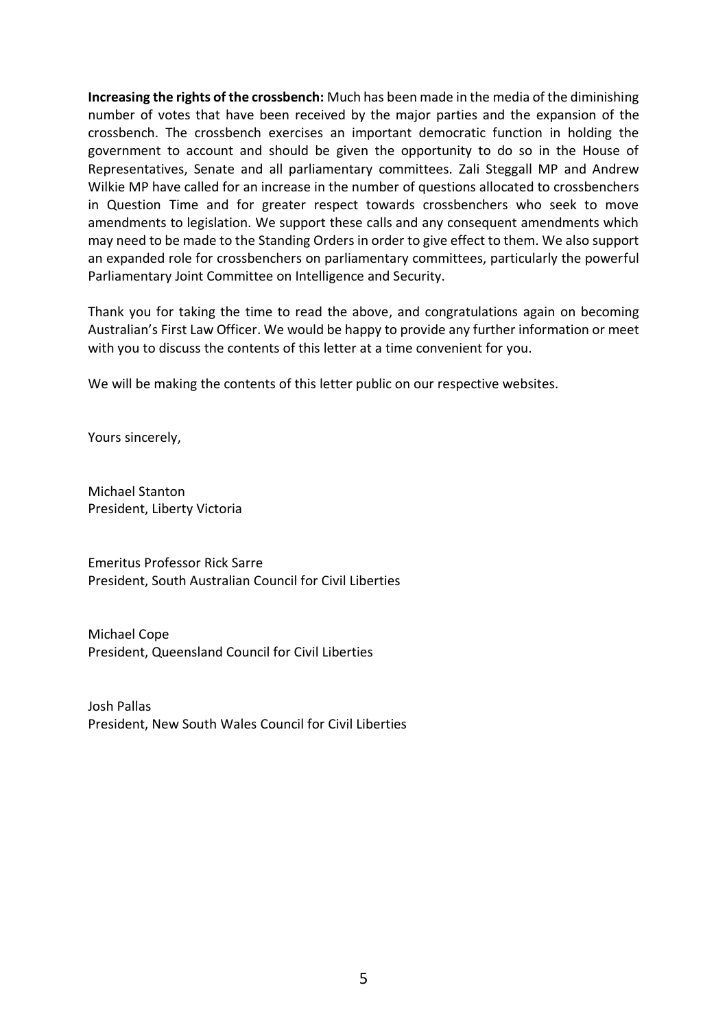**Increasing the rights of the crossbench:** Much has been made in the media of the diminishing number of votes that have been received by the major parties and the expansion of the crossbench. The crossbench exercises an important democratic function in holding the government to account and should be given the opportunity to do so in the House of Representatives, Senate and all parliamentary committees. Zali Steggall MP and Andrew Wilkie MP have called for an increase in the number of questions allocated to crossbenchers in Question Time and for greater respect towards crossbenchers who seek to move amendments to legislation. We support these calls and any consequent amendments which may need to be made to the Standing Orders in order to give effect to them. We also support an expanded role for crossbenchers on parliamentary committees, particularly the powerful Parliamentary Joint Committee on Intelligence and Security.

Thank you for taking the time to read the above, and congratulations again on becoming Australian's First Law Officer. We would be happy to provide any further information or meet with you to discuss the contents of this letter at a time convenient for you.

We will be making the contents of this letter public on our respective websites.

Yours sincerely,

Michael Stanton
President, Liberty Victoria

Emeritus Professor Rick Sarre
President, South Australian Council for Civil Liberties

Michael Cope
President, Queensland Council for Civil Liberties

Josh Pallas
President, New South Wales Council for Civil Liberties